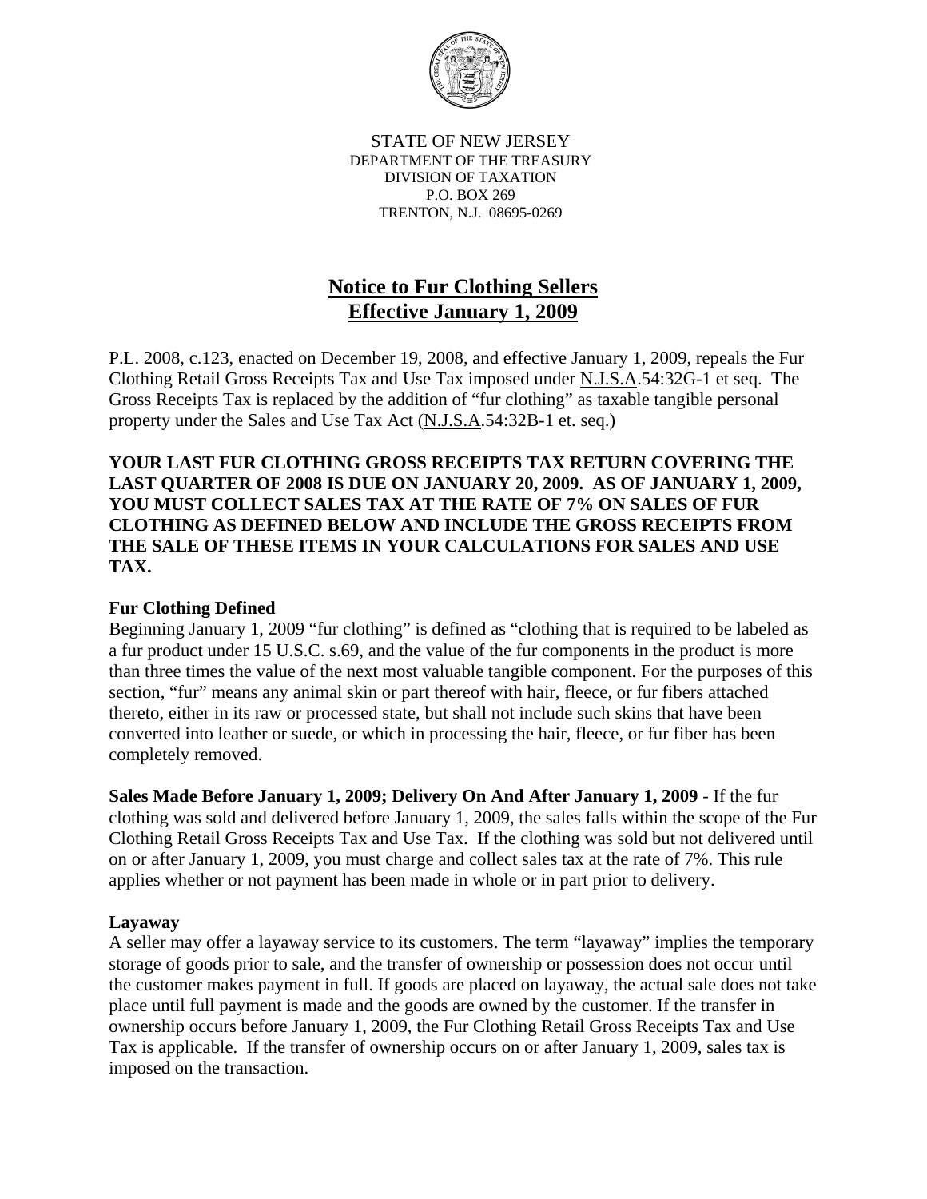STATE OF NEW JERSEY
DEPARTMENT OF THE TREASURY
DIVISION OF TAXATION
P.O. BOX 269
TRENTON, N.J. 08695-0269

# Notice to Fur Clothing Sellers
# Effective January 1, 2009

P.L. 2008, c.123, enacted on December 19, 2008, and effective January 1, 2009, repeals the Fur Clothing Retail Gross Receipts Tax and Use Tax imposed under N.J.S.A.54:32G-1 et seq. The Gross Receipts Tax is replaced by the addition of "fur clothing" as taxable tangible personal property under the Sales and Use Tax Act (N.J.S.A.54:32B-1 et. seq.)

**YOUR LAST FUR CLOTHING GROSS RECEIPTS TAX RETURN COVERING THE LAST QUARTER OF 2008 IS DUE ON JANUARY 20, 2009. AS OF JANUARY 1, 2009, YOU MUST COLLECT SALES TAX AT THE RATE OF 7% ON SALES OF FUR CLOTHING AS DEFINED BELOW AND INCLUDE THE GROSS RECEIPTS FROM THE SALE OF THESE ITEMS IN YOUR CALCULATIONS FOR SALES AND USE TAX.**

### Fur Clothing Defined

Beginning January 1, 2009 "fur clothing" is defined as "clothing that is required to be labeled as a fur product under 15 U.S.C. s.69, and the value of the fur components in the product is more than three times the value of the next most valuable tangible component. For the purposes of this section, "fur" means any animal skin or part thereof with hair, fleece, or fur fibers attached thereto, either in its raw or processed state, but shall not include such skins that have been converted into leather or suede, or which in processing the hair, fleece, or fur fiber has been completely removed.

**Sales Made Before January 1, 2009; Delivery On And After January 1, 2009** - If the fur clothing was sold and delivered before January 1, 2009, the sales falls within the scope of the Fur Clothing Retail Gross Receipts Tax and Use Tax. If the clothing was sold but not delivered until on or after January 1, 2009, you must charge and collect sales tax at the rate of 7%. This rule applies whether or not payment has been made in whole or in part prior to delivery.

### Layaway

A seller may offer a layaway service to its customers. The term "layaway" implies the temporary storage of goods prior to sale, and the transfer of ownership or possession does not occur until the customer makes payment in full. If goods are placed on layaway, the actual sale does not take place until full payment is made and the goods are owned by the customer. If the transfer in ownership occurs before January 1, 2009, the Fur Clothing Retail Gross Receipts Tax and Use Tax is applicable. If the transfer of ownership occurs on or after January 1, 2009, sales tax is imposed on the transaction.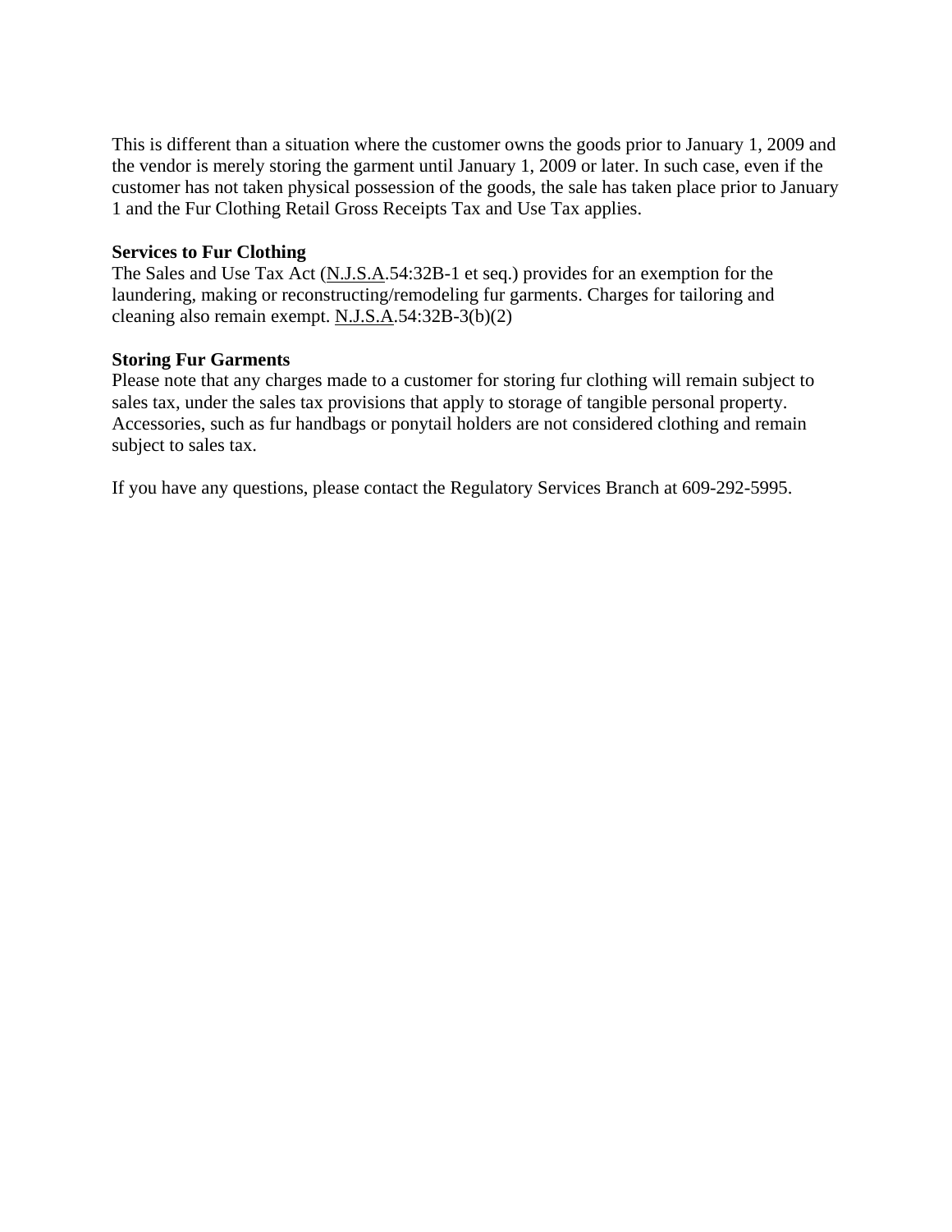This is different than a situation where the customer owns the goods prior to January 1, 2009 and the vendor is merely storing the garment until January 1, 2009 or later. In such case, even if the customer has not taken physical possession of the goods, the sale has taken place prior to January 1 and the Fur Clothing Retail Gross Receipts Tax and Use Tax applies.

**Services to Fur Clothing**
The Sales and Use Tax Act (N.J.S.A.54:32B-1 et seq.) provides for an exemption for the laundering, making or reconstructing/remodeling fur garments. Charges for tailoring and cleaning also remain exempt. N.J.S.A.54:32B-3(b)(2)

**Storing Fur Garments**
Please note that any charges made to a customer for storing fur clothing will remain subject to sales tax, under the sales tax provisions that apply to storage of tangible personal property. Accessories, such as fur handbags or ponytail holders are not considered clothing and remain subject to sales tax.

If you have any questions, please contact the Regulatory Services Branch at 609-292-5995.